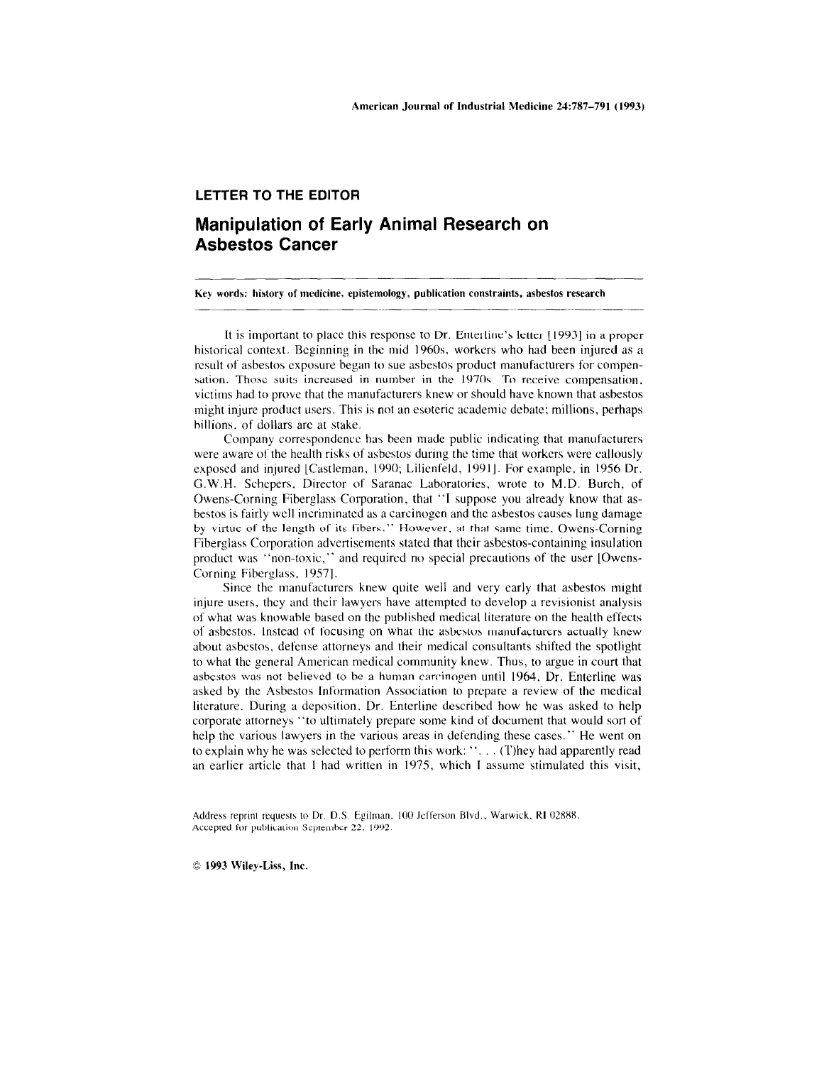## LETTER TO THE EDITOR

# Manipulation of Early Animal Research on Asbestos Cancer

**Key words: history of medicine, epistemology, publication constraints, asbestos research**

It is important to place this response to Dr. Enterline's letter [1993] in a proper historical context. Beginning in the mid 1960s, workers who had been injured as a result of asbestos exposure began to sue asbestos product manufacturers for compensation. Those suits increased in number in the 1970s. To receive compensation, victims had to prove that the manufacturers knew or should have known that asbestos might injure product users. This is not an esoteric academic debate; millions, perhaps billions, of dollars are at stake.

Company correspondence has been made public indicating that manufacturers were aware of the health risks of asbestos during the time that workers were callously exposed and injured [Castleman, 1990; Lilienfeld, 1991]. For example, in 1956 Dr. G.W.H. Schepers, Director of Saranac Laboratories, wrote to M.D. Burch, of Owens-Corning Fiberglass Corporation, that "I suppose you already know that asbestos is fairly well incriminated as a carcinogen and the asbestos causes lung damage by virtue of the length of its fibers." However, at that same time, Owens-Corning Fiberglass Corporation advertisements stated that their asbestos-containing insulation product was "non-toxic," and required no special precautions of the user [Owens-Corning Fiberglass, 1957].

Since the manufacturers knew quite well and very early that asbestos might injure users, they and their lawyers have attempted to develop a revisionist analysis of what was knowable based on the published medical literature on the health effects of asbestos. Instead of focusing on what the asbestos manufacturers actually knew about asbestos, defense attorneys and their medical consultants shifted the spotlight to what the general American medical community knew. Thus, to argue in court that asbestos was not believed to be a human carcinogen until 1964, Dr. Enterline was asked by the Asbestos Information Association to prepare a review of the medical literature. During a deposition, Dr. Enterline described how he was asked to help corporate attorneys "to ultimately prepare some kind of document that would sort of help the various lawyers in the various areas in defending these cases." He went on to explain why he was selected to perform this work: ". . . (T)hey had apparently read an earlier article that I had written in 1975, which I assume stimulated this visit,

Address reprint requests to Dr. D.S. Egilman, 100 Jefferson Blvd., Warwick, RI 02888.
Accepted for publication September 22, 1992.

© 1993 Wiley-Liss, Inc.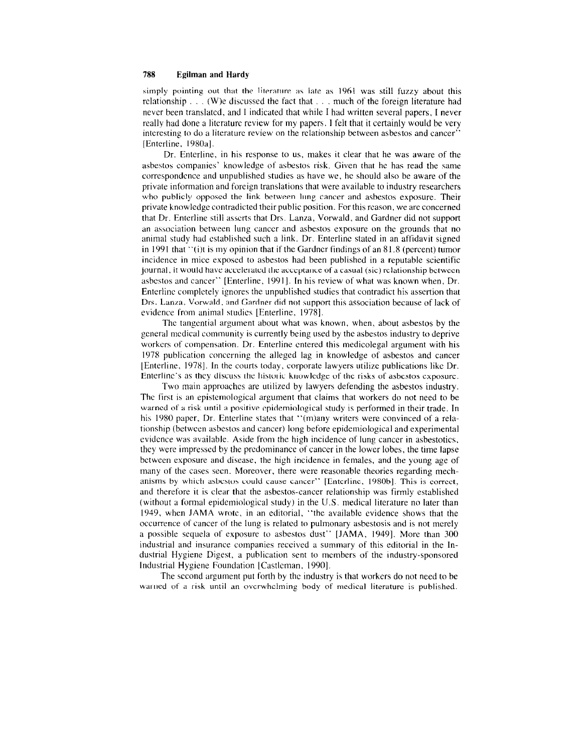simply pointing out that the literature as late as 1961 was still fuzzy about this relationship . . . (W)e discussed the fact that . . . much of the foreign literature had never been translated, and I indicated that while I had written several papers, I never really had done a literature review for my papers. I felt that it certainly would be very interesting to do a literature review on the relationship between asbestos and cancer" [Enterline, 1980a].

Dr. Enterline, in his response to us, makes it clear that he was aware of the asbestos companies' knowledge of asbestos risk. Given that he has read the same correspondence and unpublished studies as have we, he should also be aware of the private information and foreign translations that were available to industry researchers who publicly opposed the link between lung cancer and asbestos exposure. Their private knowledge contradicted their public position. For this reason, we are concerned that Dr. Enterline still asserts that Drs. Lanza, Vorwald, and Gardner did not support an association between lung cancer and asbestos exposure on the grounds that no animal study had established such a link. Dr. Enterline stated in an affidavit signed in 1991 that "(i)t is my opinion that if the Gardner findings of an 81.8 (percent) tumor incidence in mice exposed to asbestos had been published in a reputable scientific journal, it would have accelerated the acceptance of a casual (sic) relationship between asbestos and cancer" [Enterline, 1991]. In his review of what was known when, Dr. Enterline completely ignores the unpublished studies that contradict his assertion that Drs. Lanza, Vorwald, and Gardner did not support this association because of lack of evidence from animal studies [Enterline, 1978].

The tangential argument about what was known, when, about asbestos by the general medical community is currently being used by the asbestos industry to deprive workers of compensation. Dr. Enterline entered this medicolegal argument with his 1978 publication concerning the alleged lag in knowledge of asbestos and cancer [Enterline, 1978]. In the courts today, corporate lawyers utilize publications like Dr. Enterline's as they discuss the historic knowledge of the risks of asbestos exposure.

Two main approaches are utilized by lawyers defending the asbestos industry. The first is an epistemological argument that claims that workers do not need to be warned of a risk until a positive epidemiological study is performed in their trade. In his 1980 paper, Dr. Enterline states that "(m)any writers were convinced of a relationship (between asbestos and cancer) long before epidemiological and experimental evidence was available. Aside from the high incidence of lung cancer in asbestotics, they were impressed by the predominance of cancer in the lower lobes, the time lapse between exposure and disease, the high incidence in females, and the young age of many of the cases seen. Moreover, there were reasonable theories regarding mechanisms by which asbestos could cause cancer" [Enterline, 1980b]. This is correct, and therefore it is clear that the asbestos-cancer relationship was firmly established (without a formal epidemiological study) in the U.S. medical literature no later than 1949, when JAMA wrote, in an editorial, "the available evidence shows that the occurrence of cancer of the lung is related to pulmonary asbestosis and is not merely a possible sequela of exposure to asbestos dust" [JAMA, 1949]. More than 300 industrial and insurance companies received a summary of this editorial in the Industrial Hygiene Digest, a publication sent to members of the industry-sponsored Industrial Hygiene Foundation [Castleman, 1990].

The second argument put forth by the industry is that workers do not need to be warned of a risk until an overwhelming body of medical literature is published.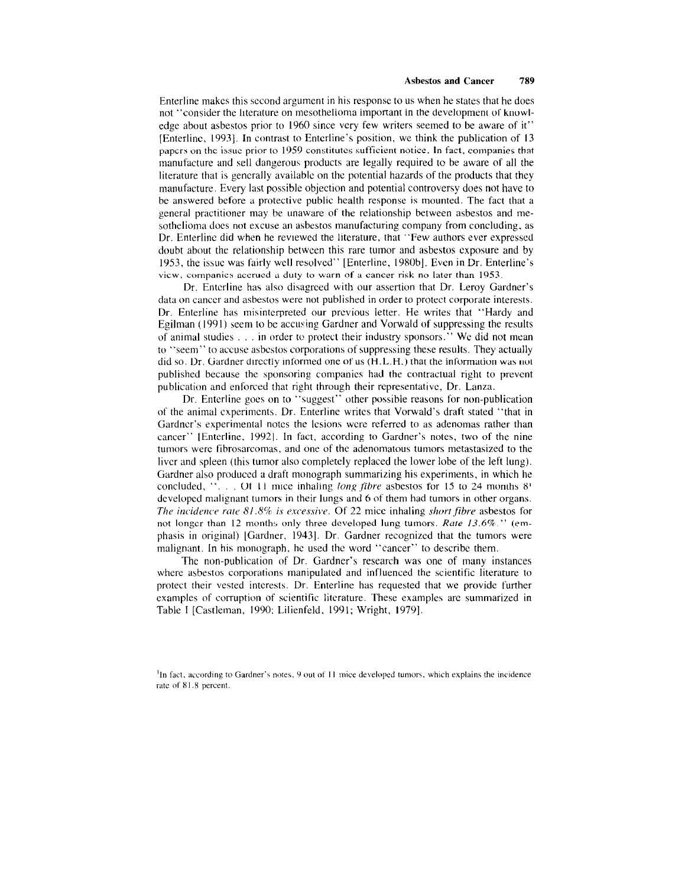Enterline makes this second argument in his response to us when he states that he does not "consider the literature on mesothelioma important in the development of knowledge about asbestos prior to 1960 since very few writers seemed to be aware of it" [Enterline, 1993]. In contrast to Enterline's position, we think the publication of 13 papers on the issue prior to 1959 constitutes sufficient notice. In fact, companies that manufacture and sell dangerous products are legally required to be aware of all the literature that is generally available on the potential hazards of the products that they manufacture. Every last possible objection and potential controversy does not have to be answered before a protective public health response is mounted. The fact that a general practitioner may be unaware of the relationship between asbestos and mesothelioma does not excuse an asbestos manufacturing company from concluding, as Dr. Enterline did when he reviewed the literature, that "Few authors ever expressed doubt about the relationship between this rare tumor and asbestos exposure and by 1953, the issue was fairly well resolved" [Enterline, 1980b]. Even in Dr. Enterline's view, companies accrued a duty to warn of a cancer risk no later than 1953.

Dr. Enterline has also disagreed with our assertion that Dr. Leroy Gardner's data on cancer and asbestos were not published in order to protect corporate interests. Dr. Enterline has misinterpreted our previous letter. He writes that "Hardy and Egilman (1991) seem to be accusing Gardner and Vorwald of suppressing the results of animal studies . . . in order to protect their industry sponsors." We did not mean to "seem" to accuse asbestos corporations of suppressing these results. They actually did so. Dr. Gardner directly informed one of us (H.L.H.) that the information was not published because the sponsoring companies had the contractual right to prevent publication and enforced that right through their representative, Dr. Lanza.

Dr. Enterline goes on to "suggest" other possible reasons for non-publication of the animal experiments. Dr. Enterline writes that Vorwald's draft stated "that in Gardner's experimental notes the lesions were referred to as adenomas rather than cancer" [Enterline, 1992]. In fact, according to Gardner's notes, two of the nine tumors were fibrosarcomas, and one of the adenomatous tumors metastasized to the liver and spleen (this tumor also completely replaced the lower lobe of the left lung). Gardner also produced a draft monograph summarizing his experiments, in which he concluded, ". . . Of 11 mice inhaling *long fibre* asbestos for 15 to 24 months 8[1] developed malignant tumors in their lungs and 6 of them had tumors in other organs. *The incidence rate 81.8% is excessive*. Of 22 mice inhaling *short fibre* asbestos for not longer than 12 months only three developed lung tumors. *Rate 13.6%*." (emphasis in original) [Gardner, 1943]. Dr. Gardner recognized that the tumors were malignant. In his monograph, he used the word "cancer" to describe them.

The non-publication of Dr. Gardner's research was one of many instances where asbestos corporations manipulated and influenced the scientific literature to protect their vested interests. Dr. Enterline has requested that we provide further examples of corruption of scientific literature. These examples are summarized in Table I [Castleman, 1990; Lilienfeld, 1991; Wright, 1979].

[1]In fact, according to Gardner's notes, 9 out of 11 mice developed tumors, which explains the incidence rate of 81.8 percent.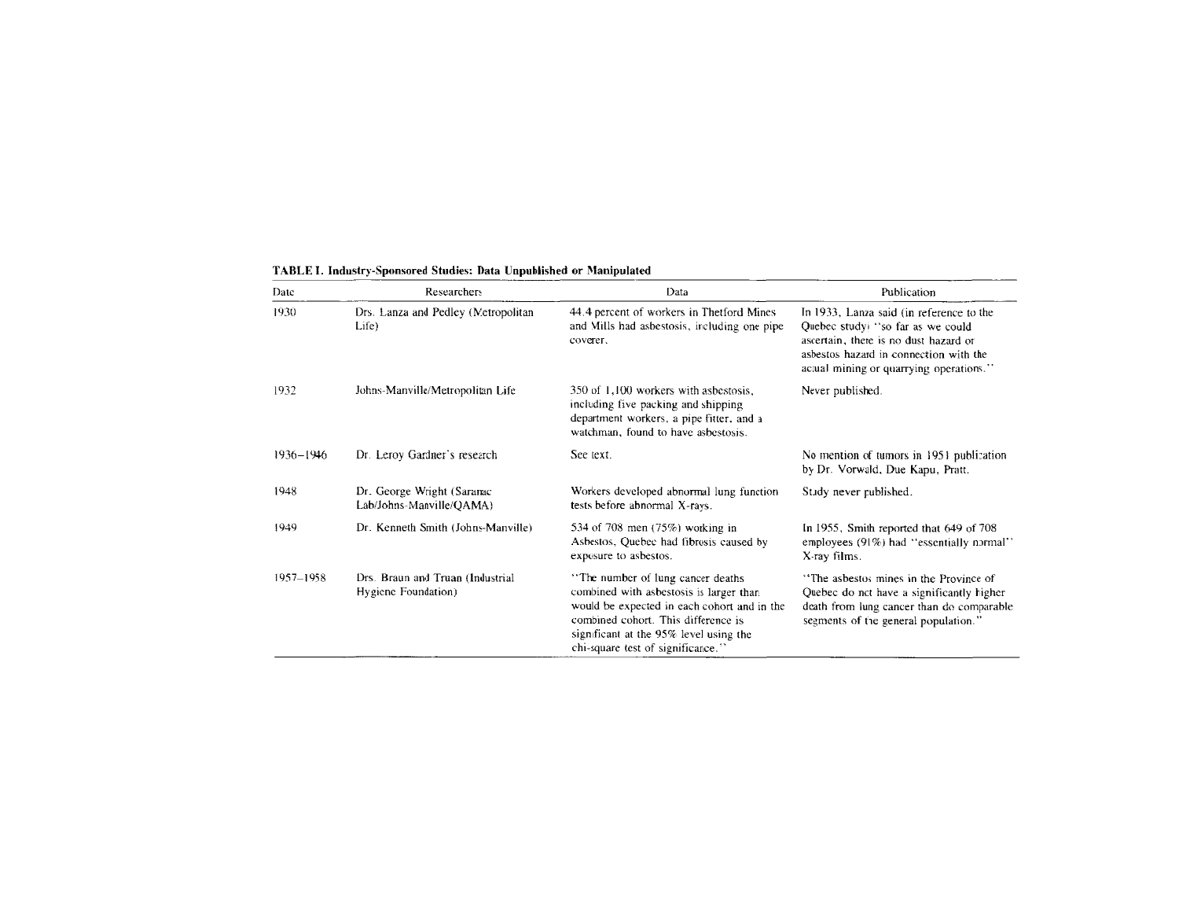**TABLE I. Industry-Sponsored Studies: Data Unpublished or Manipulated**

| Date | Researchers | Data | Publication |
|---|---|---|---|
| 1930 | Drs. Lanza and Pedley (Metropolitan Life) | 44.4 percent of workers in Thetford Mines and Mills had asbestosis, including one pipe coverer. | In 1933, Lanza said (in reference to the Quebec study) "so far as we could ascertain, there is no dust hazard or asbestos hazard in connection with the actual mining or quarrying operations." |
| 1932 | Johns-Manville/Metropolitan Life | 350 of 1,100 workers with asbestosis, including five packing and shipping department workers, a pipe fitter, and a watchman, found to have asbestosis. | Never published. |
| 1936–1946 | Dr. Leroy Gardner's research | See text. | No mention of tumors in 1951 publication by Dr. Vorwald, Due Kapu, Pratt. |
| 1948 | Dr. George Wright (Saranac Lab/Johns-Manville/QAMA) | Workers developed abnormal lung function tests before abnormal X-rays. | Study never published. |
| 1949 | Dr. Kenneth Smith (Johns-Manville) | 534 of 708 men (75%) working in Asbestos, Quebec had fibrosis caused by exposure to asbestos. | In 1955, Smith reported that 649 of 708 employees (91%) had "essentially normal" X-ray films. |
| 1957–1958 | Drs. Braun and Truan (Industrial Hygiene Foundation) | "The number of lung cancer deaths combined with asbestosis is larger than would be expected in each cohort and in the combined cohort. This difference is significant at the 95% level using the chi-square test of significance." | "The asbestos mines in the Province of Quebec do not have a significantly higher death from lung cancer than do comparable segments of the general population." |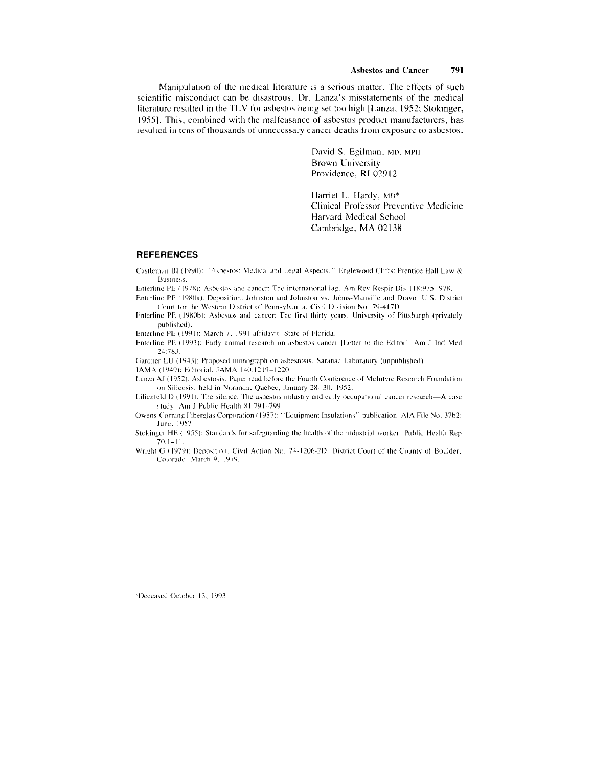Manipulation of the medical literature is a serious matter. The effects of such scientific misconduct can be disastrous. Dr. Lanza's misstatements of the medical literature resulted in the TLV for asbestos being set too high [Lanza, 1952; Stokinger, 1955]. This, combined with the malfeasance of asbestos product manufacturers, has resulted in tens of thousands of unnecessary cancer deaths from exposure to asbestos.

David S. Egilman, MD, MPH
Brown University
Providence, RI 02912

Harriet L. Hardy, MD*
Clinical Professor Preventive Medicine
Harvard Medical School
Cambridge, MA 02138

## REFERENCES

Castleman BI (1990): "Asbestos: Medical and Legal Aspects." Englewood Cliffs: Prentice Hall Law & Business.

Enterline PE (1978): Asbestos and cancer: The international lag. Am Rev Respir Dis 118:975–978.

Enterline PE (1980a): Deposition. Johnston and Johnston vs. Johns-Manville and Dravo. U.S. District Court for the Western District of Pennsylvania. Civil Division No. 79-417D.

Enterline PE (1980b): Asbestos and cancer: The first thirty years. University of Pittsburgh (privately published).

Enterline PE (1991): March 7, 1991 affidavit. State of Florida.

Enterline PE (1993): Early animal research on asbestos cancer [Letter to the Editor]. Am J Ind Med 24:783.

Gardner LU (1943): Proposed monograph on asbestosis. Saranac Laboratory (unpublished).

JAMA (1949): Editorial. JAMA 140:1219–1220.

Lanza AJ (1952): Asbestosis. Paper read before the Fourth Conference of McIntyre Research Foundation on Silicosis, held in Noranda, Quebec, January 28–30, 1952.

Lilienfeld D (1991): The silence: The asbestos industry and early occupational cancer research—A case study. Am J Public Health 81:791–799.

Owens-Corning Fiberglas Corporation (1957): "Equipment Insulations" publication. AIA File No. 37b2; June, 1957.

Stokinger HE (1955): Standards for safeguarding the health of the industrial worker. Public Health Rep 70:1–11.

Wright G (1979): Deposition. Civil Action No. 74-1206-2D. District Court of the County of Boulder, Colorado. March 9, 1979.

*Deceased October 13, 1993.